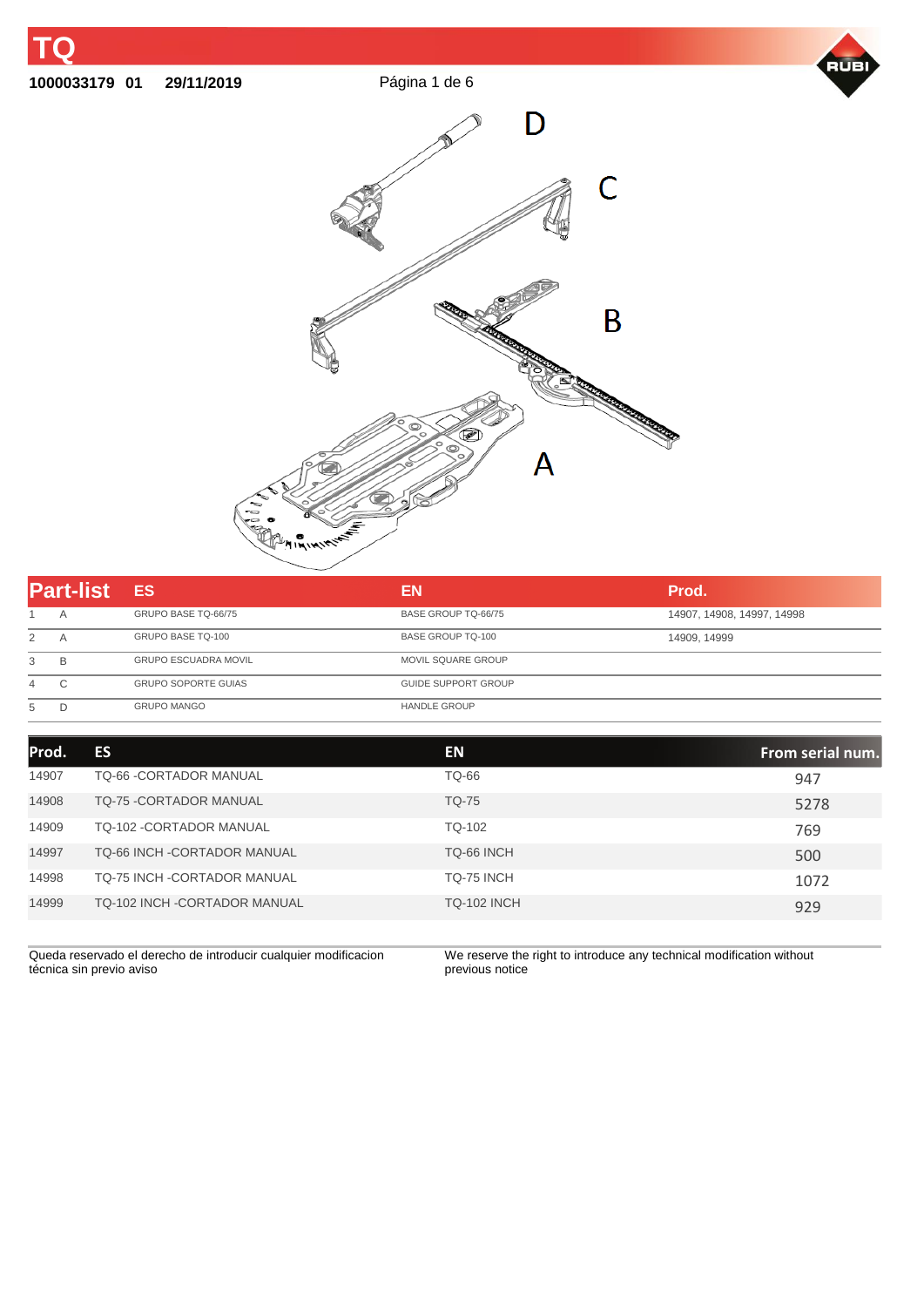# TQ

**1000033179 01 29/11/2019**

D

C

B

A

| Part-list | | ES | EN | Prod. |
|---|---|---|---|---|
| 1 | A | GRUPO BASE TQ-66/75 | BASE GROUP TQ-66/75 | 14907, 14908, 14997, 14998 |
| 2 | A | GRUPO BASE TQ-100 | BASE GROUP TQ-100 | 14909, 14999 |
| 3 | B | GRUPO ESCUADRA MOVIL | MOVIL SQUARE GROUP | |
| 4 | C | GRUPO SOPORTE GUIAS | GUIDE SUPPORT GROUP | |
| 5 | D | GRUPO MANGO | HANDLE GROUP | |

| Prod. | ES | EN | From serial num. |
|---|---|---|---|
| 14907 | TQ-66 -CORTADOR MANUAL | TQ-66 | 947 |
| 14908 | TQ-75 -CORTADOR MANUAL | TQ-75 | 5278 |
| 14909 | TQ-102 -CORTADOR MANUAL | TQ-102 | 769 |
| 14997 | TQ-66 INCH -CORTADOR MANUAL | TQ-66 INCH | 500 |
| 14998 | TQ-75 INCH -CORTADOR MANUAL | TQ-75 INCH | 1072 |
| 14999 | TQ-102 INCH -CORTADOR MANUAL | TQ-102 INCH | 929 |

Queda reservado el derecho de introducir cualquier modificacion técnica sin previo aviso

We reserve the right to introduce any technical modification without previous notice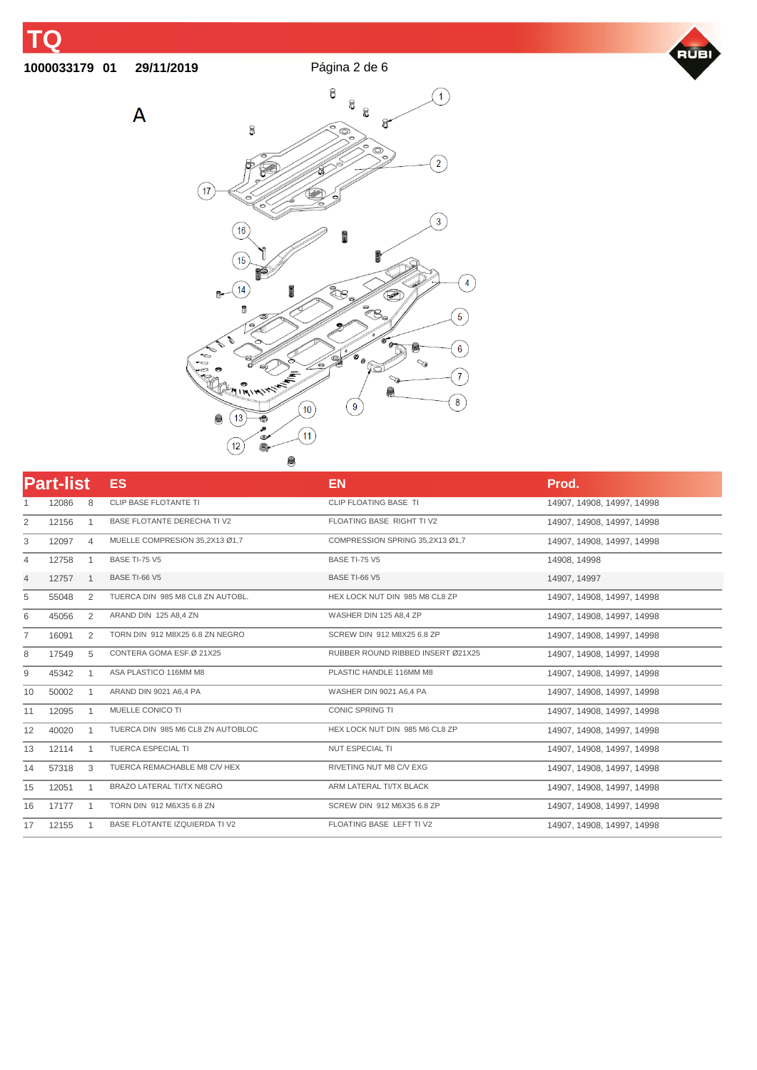# TQ

**1000033179 01 29/11/2019**

A

| Part-list | | | ES | EN | Prod. |
|---|---|---|---|---|---|
| 1 | 12086 | 8 | CLIP BASE FLOTANTE TI | CLIP FLOATING BASE TI | 14907, 14908, 14997, 14998 |
| 2 | 12156 | 1 | BASE FLOTANTE DERECHA TI V2 | FLOATING BASE RIGHT TI V2 | 14907, 14908, 14997, 14998 |
| 3 | 12097 | 4 | MUELLE COMPRESION 35,2X13 Ø1,7 | COMPRESSION SPRING 35,2X13 Ø1,7 | 14907, 14908, 14997, 14998 |
| 4 | 12758 | 1 | BASE TI-75 V5 | BASE TI-75 V5 | 14908, 14998 |
| 4 | 12757 | 1 | BASE TI-66 V5 | BASE TI-66 V5 | 14907, 14997 |
| 5 | 55048 | 2 | TUERCA DIN 985 M8 CL8 ZN AUTOBL. | HEX LOCK NUT DIN 985 M8 CL8 ZP | 14907, 14908, 14997, 14998 |
| 6 | 45056 | 2 | ARAND DIN 125 A8,4 ZN | WASHER DIN 125 A8,4 ZP | 14907, 14908, 14997, 14998 |
| 7 | 16091 | 2 | TORN DIN 912 M8X25 6.8 ZN NEGRO | SCREW DIN 912 M8X25 6.8 ZP | 14907, 14908, 14997, 14998 |
| 8 | 17549 | 5 | CONTERA GOMA ESF.Ø 21X25 | RUBBER ROUND RIBBED INSERT Ø21X25 | 14907, 14908, 14997, 14998 |
| 9 | 45342 | 1 | ASA PLASTICO 116MM M8 | PLASTIC HANDLE 116MM M8 | 14907, 14908, 14997, 14998 |
| 10 | 50002 | 1 | ARAND DIN 9021 A6,4 PA | WASHER DIN 9021 A6,4 PA | 14907, 14908, 14997, 14998 |
| 11 | 12095 | 1 | MUELLE CONICO TI | CONIC SPRING TI | 14907, 14908, 14997, 14998 |
| 12 | 40020 | 1 | TUERCA DIN 985 M6 CL8 ZN AUTOBLOC | HEX LOCK NUT DIN 985 M6 CL8 ZP | 14907, 14908, 14997, 14998 |
| 13 | 12114 | 1 | TUERCA ESPECIAL TI | NUT ESPECIAL TI | 14907, 14908, 14997, 14998 |
| 14 | 57318 | 3 | TUERCA REMACHABLE M8 C/V HEX | RIVETING NUT M8 C/V EXG | 14907, 14908, 14997, 14998 |
| 15 | 12051 | 1 | BRAZO LATERAL TI/TX NEGRO | ARM LATERAL TI/TX BLACK | 14907, 14908, 14997, 14998 |
| 16 | 17177 | 1 | TORN DIN 912 M6X35 6.8 ZN | SCREW DIN 912 M6X35 6.8 ZP | 14907, 14908, 14997, 14998 |
| 17 | 12155 | 1 | BASE FLOTANTE IZQUIERDA TI V2 | FLOATING BASE LEFT TI V2 | 14907, 14908, 14997, 14998 |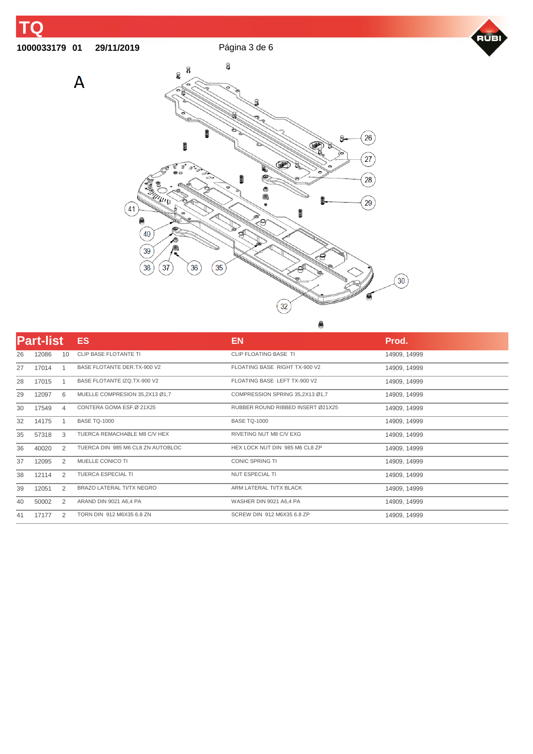# TQ

**1000033179 01 29/11/2019**

A

## Part-list

| | | | ES | EN | Prod. |
|---|---|---|---|---|---|
| 26 | 12086 | 10 | CLIP BASE FLOTANTE TI | CLIP FLOATING BASE TI | 14909, 14999 |
| 27 | 17014 | 1 | BASE FLOTANTE DER.TX-900 V2 | FLOATING BASE RIGHT TX-900 V2 | 14909, 14999 |
| 28 | 17015 | 1 | BASE FLOTANTE IZQ.TX-900 V2 | FLOATING BASE LEFT TX-900 V2 | 14909, 14999 |
| 29 | 12097 | 6 | MUELLE COMPRESION 35,2X13 Ø1,7 | COMPRESSION SPRING 35,2X13 Ø1,7 | 14909, 14999 |
| 30 | 17549 | 4 | CONTERA GOMA ESF.Ø 21X25 | RUBBER ROUND RIBBED INSERT Ø21X25 | 14909, 14999 |
| 32 | 14175 | 1 | BASE TQ-1000 | BASE TQ-1000 | 14909, 14999 |
| 35 | 57318 | 3 | TUERCA REMACHABLE M8 C/V HEX | RIVETING NUT M8 C/V EXG | 14909, 14999 |
| 36 | 40020 | 2 | TUERCA DIN 985 M6 CL8 ZN AUTOBLOC | HEX LOCK NUT DIN 985 M6 CL8 ZP | 14909, 14999 |
| 37 | 12095 | 2 | MUELLE CONICO TI | CONIC SPRING TI | 14909, 14999 |
| 38 | 12114 | 2 | TUERCA ESPECIAL TI | NUT ESPECIAL TI | 14909, 14999 |
| 39 | 12051 | 2 | BRAZO LATERAL TI/TX NEGRO | ARM LATERAL TI/TX BLACK | 14909, 14999 |
| 40 | 50002 | 2 | ARAND DIN 9021 A6,4 PA | WASHER DIN 9021 A6,4 PA | 14909, 14999 |
| 41 | 17177 | 2 | TORN DIN 912 M6X35 6.8 ZN | SCREW DIN 912 M6X35 6.8 ZP | 14909, 14999 |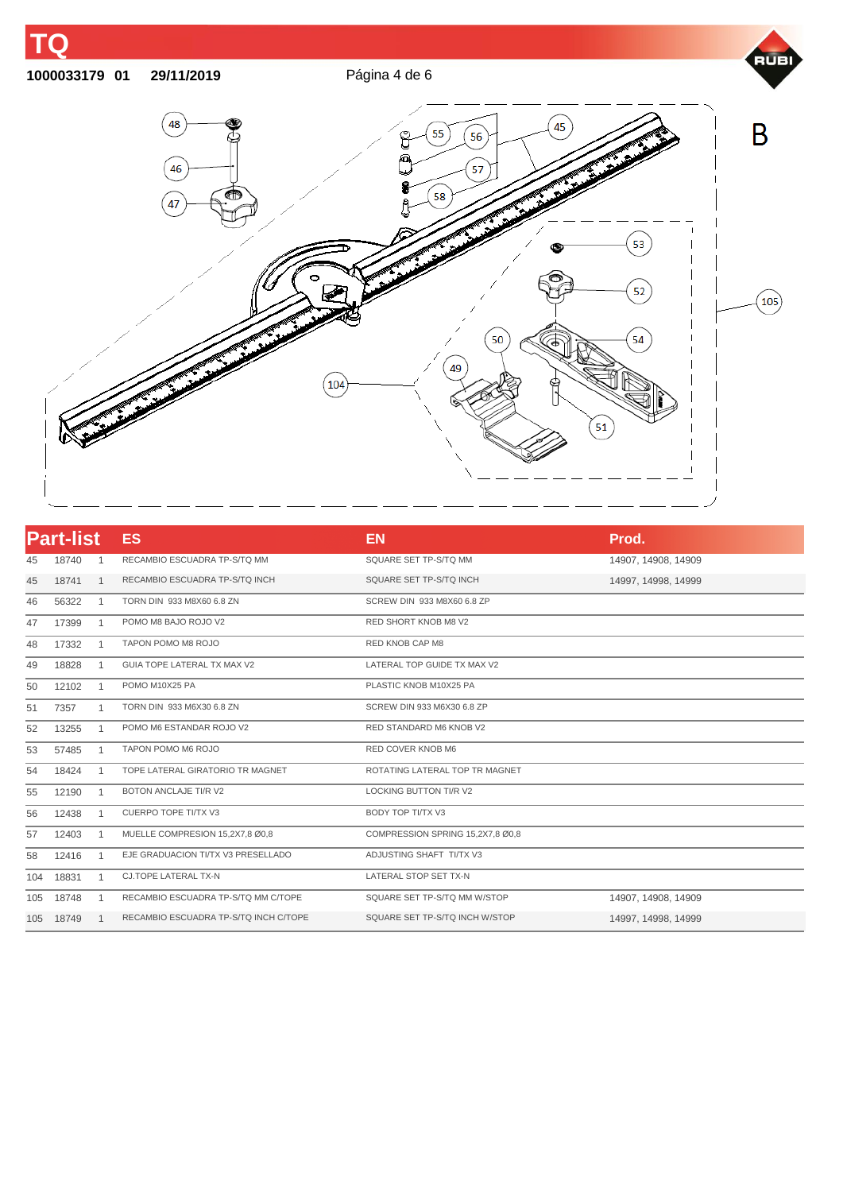# TQ

**1000033179 01 29/11/2019**

B

## Part-list

| | | | ES | EN | Prod. |
|---|---|---|---|---|---|
| 45 | 18740 | 1 | RECAMBIO ESCUADRA TP-S/TQ MM | SQUARE SET TP-S/TQ MM | 14907, 14908, 14909 |
| 45 | 18741 | 1 | RECAMBIO ESCUADRA TP-S/TQ INCH | SQUARE SET TP-S/TQ INCH | 14997, 14998, 14999 |
| 46 | 56322 | 1 | TORN DIN 933 M8X60 6.8 ZN | SCREW DIN 933 M8X60 6.8 ZP | |
| 47 | 17399 | 1 | POMO M8 BAJO ROJO V2 | RED SHORT KNOB M8 V2 | |
| 48 | 17332 | 1 | TAPON POMO M8 ROJO | RED KNOB CAP M8 | |
| 49 | 18828 | 1 | GUIA TOPE LATERAL TX MAX V2 | LATERAL TOP GUIDE TX MAX V2 | |
| 50 | 12102 | 1 | POMO M10X25 PA | PLASTIC KNOB M10X25 PA | |
| 51 | 7357 | 1 | TORN DIN 933 M6X30 6.8 ZN | SCREW DIN 933 M6X30 6,8 ZP | |
| 52 | 13255 | 1 | POMO M6 ESTANDAR ROJO V2 | RED STANDARD M6 KNOB V2 | |
| 53 | 57485 | 1 | TAPON POMO M6 ROJO | RED COVER KNOB M6 | |
| 54 | 18424 | 1 | TOPE LATERAL GIRATORIO TR MAGNET | ROTATING LATERAL TOP TR MAGNET | |
| 55 | 12190 | 1 | BOTON ANCLAJE TI/R V2 | LOCKING BUTTON TI/R V2 | |
| 56 | 12438 | 1 | CUERPO TOPE TI/TX V3 | BODY TOP TI/TX V3 | |
| 57 | 12403 | 1 | MUELLE COMPRESION 15,2X7,8 Ø0,8 | COMPRESSION SPRING 15,2X7,8 Ø0,8 | |
| 58 | 12416 | 1 | EJE GRADUACION TI/TX V3 PRESELLADO | ADJUSTING SHAFT TI/TX V3 | |
| 104 | 18831 | 1 | CJ.TOPE LATERAL TX-N | LATERAL STOP SET TX-N | |
| 105 | 18748 | 1 | RECAMBIO ESCUADRA TP-S/TQ MM C/TOPE | SQUARE SET TP-S/TQ MM W/STOP | 14907, 14908, 14909 |
| 105 | 18749 | 1 | RECAMBIO ESCUADRA TP-S/TQ INCH C/TOPE | SQUARE SET TP-S/TQ INCH W/STOP | 14997, 14998, 14999 |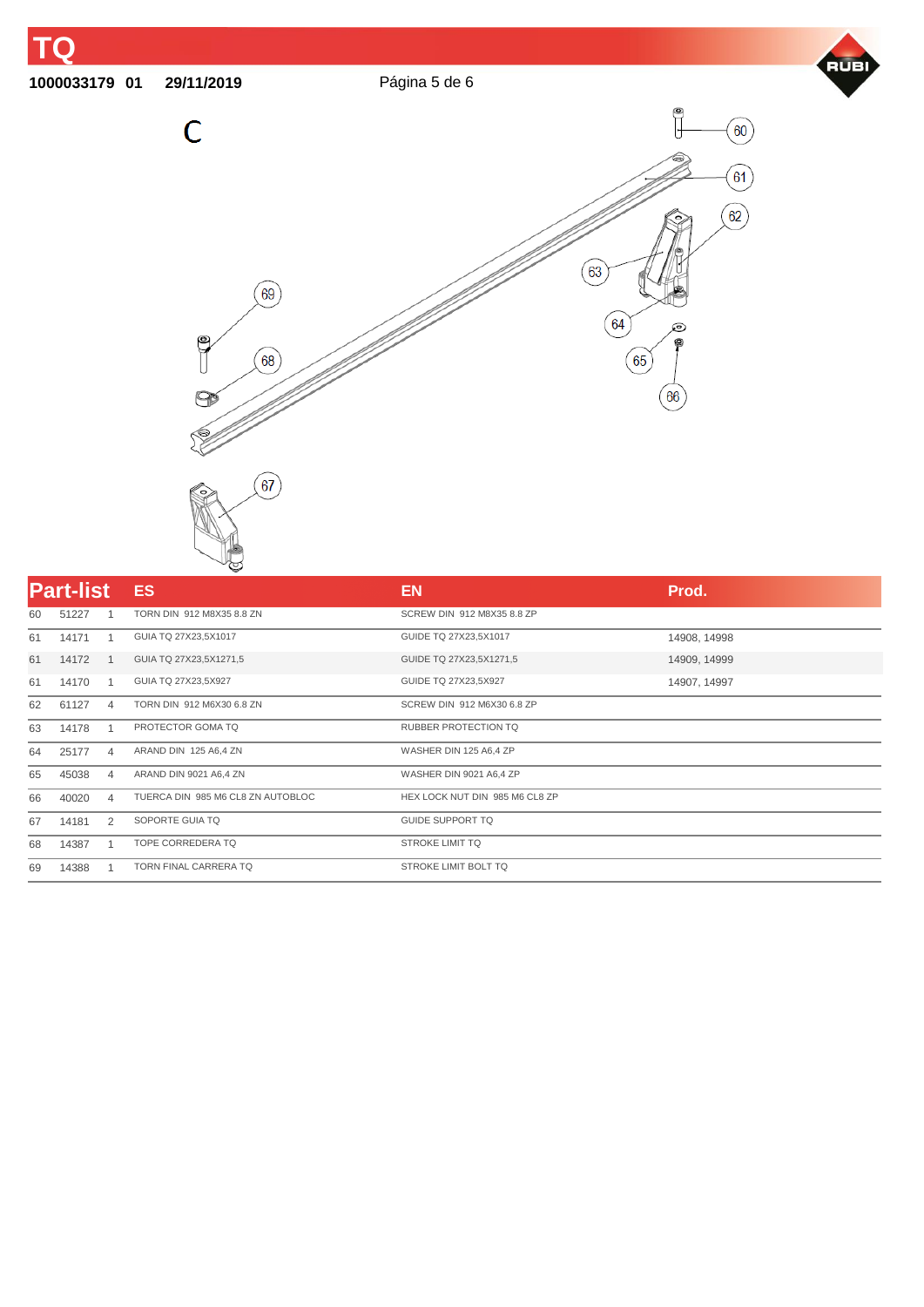C

| Part-list | | | ES | EN | Prod. |
|---|---|---|---|---|---|
| 60 | 51227 | 1 | TORN DIN 912 M8X35 8.8 ZN | SCREW DIN 912 M8X35 8.8 ZP | |
| 61 | 14171 | 1 | GUIA TQ 27X23,5X1017 | GUIDE TQ 27X23,5X1017 | 14908, 14998 |
| 61 | 14172 | 1 | GUIA TQ 27X23,5X1271,5 | GUIDE TQ 27X23,5X1271,5 | 14909, 14999 |
| 61 | 14170 | 1 | GUIA TQ 27X23,5X927 | GUIDE TQ 27X23,5X927 | 14907, 14997 |
| 62 | 61127 | 4 | TORN DIN 912 M6X30 6.8 ZN | SCREW DIN 912 M6X30 6.8 ZP | |
| 63 | 14178 | 1 | PROTECTOR GOMA TQ | RUBBER PROTECTION TQ | |
| 64 | 25177 | 4 | ARAND DIN 125 A6,4 ZN | WASHER DIN 125 A6,4 ZP | |
| 65 | 45038 | 4 | ARAND DIN 9021 A6,4 ZN | WASHER DIN 9021 A6,4 ZP | |
| 66 | 40020 | 4 | TUERCA DIN 985 M6 CL8 ZN AUTOBLOC | HEX LOCK NUT DIN 985 M6 CL8 ZP | |
| 67 | 14181 | 2 | SOPORTE GUIA TQ | GUIDE SUPPORT TQ | |
| 68 | 14387 | 1 | TOPE CORREDERA TQ | STROKE LIMIT TQ | |
| 69 | 14388 | 1 | TORN FINAL CARRERA TQ | STROKE LIMIT BOLT TQ | |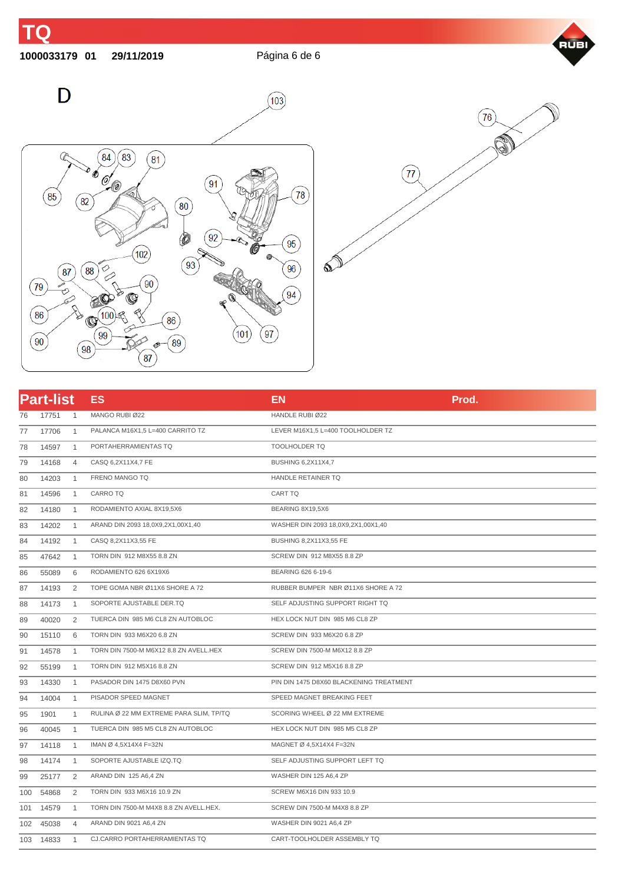# TQ

**1000033179 01  29/11/2019**

D

103
76
77
84 83 81
85 82
91
78
80
92
95
102
93
96
87 88
79
90
94
86
100
86
99
89
101 97
90 98
87

## Part-list

| Part-list | | | ES | EN | Prod. |
|---|---|---|---|---|---|
| 76 | 17751 | 1 | MANGO RUBI Ø22 | HANDLE RUBI Ø22 | |
| 77 | 17706 | 1 | PALANCA M16X1,5 L=400 CARRITO TZ | LEVER M16X1,5 L=400 TOOLHOLDER TZ | |
| 78 | 14597 | 1 | PORTAHERRAMIENTAS TQ | TOOLHOLDER TQ | |
| 79 | 14168 | 4 | CASQ 6,2X11X4,7 FE | BUSHING 6,2X11X4,7 | |
| 80 | 14203 | 1 | FRENO MANGO TQ | HANDLE RETAINER TQ | |
| 81 | 14596 | 1 | CARRO TQ | CART TQ | |
| 82 | 14180 | 1 | RODAMIENTO AXIAL 8X19,5X6 | BEARING 8X19,5X6 | |
| 83 | 14202 | 1 | ARAND DIN 2093 18,0X9,2X1,00X1,40 | WASHER DIN 2093 18,0X9,2X1,00X1,40 | |
| 84 | 14192 | 1 | CASQ 8,2X11X3,55 FE | BUSHING 8,2X11X3,55 FE | |
| 85 | 47642 | 1 | TORN DIN 912 M8X55 8.8 ZN | SCREW DIN 912 M8X55 8.8 ZP | |
| 86 | 55089 | 6 | RODAMIENTO 626 6X19X6 | BEARING 626 6-19-6 | |
| 87 | 14193 | 2 | TOPE GOMA NBR Ø11X6 SHORE A 72 | RUBBER BUMPER NBR Ø11X6 SHORE A 72 | |
| 88 | 14173 | 1 | SOPORTE AJUSTABLE DER.TQ | SELF ADJUSTING SUPPORT RIGHT TQ | |
| 89 | 40020 | 2 | TUERCA DIN 985 M6 CL8 ZN AUTOBLOC | HEX LOCK NUT DIN 985 M6 CL8 ZP | |
| 90 | 15110 | 6 | TORN DIN 933 M6X20 6.8 ZN | SCREW DIN 933 M6X20 6.8 ZP | |
| 91 | 14578 | 1 | TORN DIN 7500-M M6X12 8.8 ZN AVELL.HEX | SCREW DIN 7500-M M6X12 8.8 ZP | |
| 92 | 55199 | 1 | TORN DIN 912 M5X16 8.8 ZN | SCREW DIN 912 M5X16 8.8 ZP | |
| 93 | 14330 | 1 | PASADOR DIN 1475 D8X60 PVN | PIN DIN 1475 D8X60 BLACKENING TREATMENT | |
| 94 | 14004 | 1 | PISADOR SPEED MAGNET | SPEED MAGNET BREAKING FEET | |
| 95 | 1901 | 1 | RULINA Ø 22 MM EXTREME PARA SLIM, TP/TQ | SCORING WHEEL Ø 22 MM EXTREME | |
| 96 | 40045 | 1 | TUERCA DIN 985 M5 CL8 ZN AUTOBLOC | HEX LOCK NUT DIN 985 M5 CL8 ZP | |
| 97 | 14118 | 1 | IMAN Ø 4,5X14X4 F=32N | MAGNET Ø 4,5X14X4 F=32N | |
| 98 | 14174 | 1 | SOPORTE AJUSTABLE IZQ.TQ | SELF ADJUSTING SUPPORT LEFT TQ | |
| 99 | 25177 | 2 | ARAND DIN 125 A6,4 ZN | WASHER DIN 125 A6,4 ZP | |
| 100 | 54868 | 2 | TORN DIN 933 M6X16 10.9 ZN | SCREW M6X16 DIN 933 10.9 | |
| 101 | 14579 | 1 | TORN DIN 7500-M M4X8 8.8 ZN AVELL.HEX. | SCREW DIN 7500-M M4X8 8.8 ZP | |
| 102 | 45038 | 4 | ARAND DIN 9021 A6,4 ZN | WASHER DIN 9021 A6,4 ZP | |
| 103 | 14833 | 1 | CJ.CARRO PORTAHERRAMIENTAS TQ | CART-TOOLHOLDER ASSEMBLY TQ | |